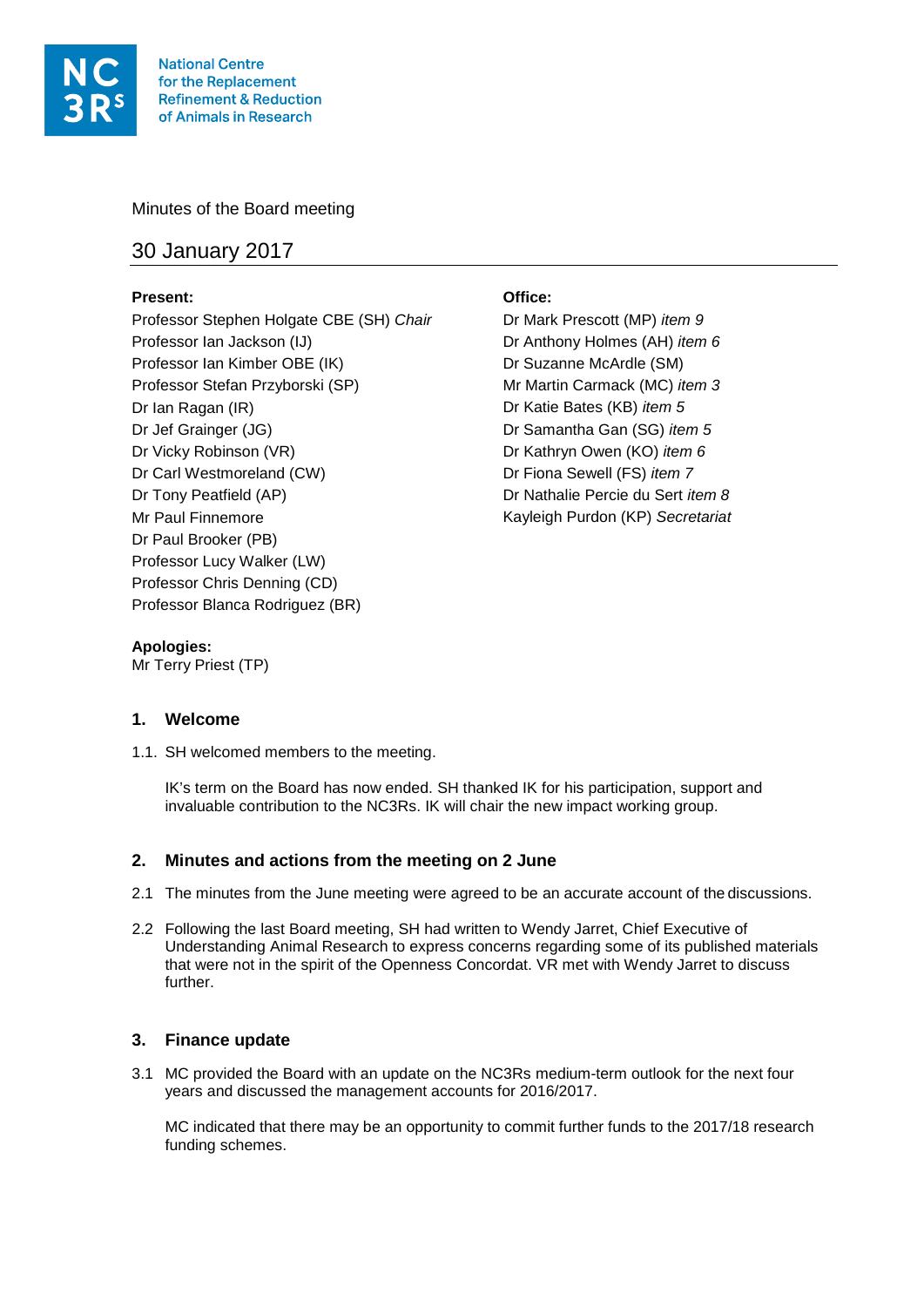National Centre for the Replacement Refinement & Reduction of Animals in Research

Minutes of the Board meeting

# 30 January 2017

**Present:**

Professor Stephen Holgate CBE (SH) *Chair*
Professor Ian Jackson (IJ)
Professor Ian Kimber OBE (IK)
Professor Stefan Przyborski (SP)
Dr Ian Ragan (IR)
Dr Jef Grainger (JG)
Dr Vicky Robinson (VR)
Dr Carl Westmoreland (CW)
Dr Tony Peatfield (AP)
Mr Paul Finnemore
Dr Paul Brooker (PB)
Professor Lucy Walker (LW)
Professor Chris Denning (CD)
Professor Blanca Rodriguez (BR)

**Office:**

Dr Mark Prescott (MP) *item 9*
Dr Anthony Holmes (AH) *item 6*
Dr Suzanne McArdle (SM)
Mr Martin Carmack (MC) *item 3*
Dr Katie Bates (KB) *item 5*
Dr Samantha Gan (SG) *item 5*
Dr Kathryn Owen (KO) *item 6*
Dr Fiona Sewell (FS) *item 7*
Dr Nathalie Percie du Sert *item 8*
Kayleigh Purdon (KP) *Secretariat*

**Apologies:**
Mr Terry Priest (TP)

## 1. Welcome

1.1. SH welcomed members to the meeting.

IK's term on the Board has now ended. SH thanked IK for his participation, support and invaluable contribution to the NC3Rs. IK will chair the new impact working group.

## 2. Minutes and actions from the meeting on 2 June

2.1 The minutes from the June meeting were agreed to be an accurate account of the discussions.

2.2 Following the last Board meeting, SH had written to Wendy Jarret, Chief Executive of Understanding Animal Research to express concerns regarding some of its published materials that were not in the spirit of the Openness Concordat. VR met with Wendy Jarret to discuss further.

## 3. Finance update

3.1 MC provided the Board with an update on the NC3Rs medium-term outlook for the next four years and discussed the management accounts for 2016/2017.

MC indicated that there may be an opportunity to commit further funds to the 2017/18 research funding schemes.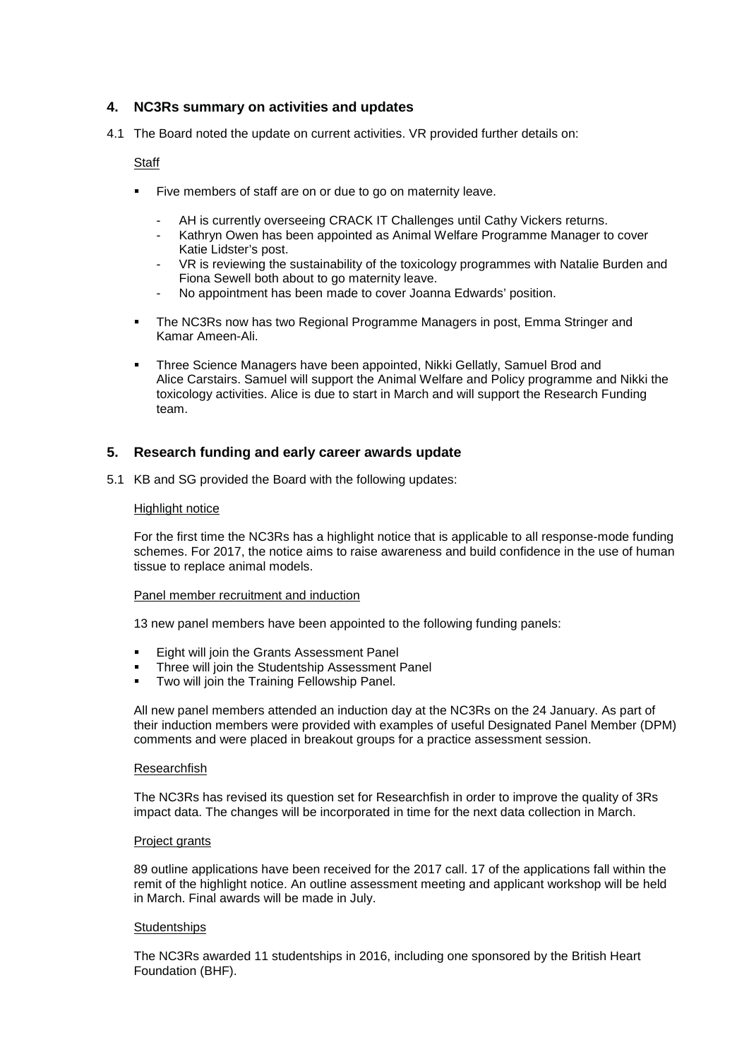## 4. NC3Rs summary on activities and updates

4.1 The Board noted the update on current activities. VR provided further details on:

Staff

- Five members of staff are on or due to go on maternity leave.
  - AH is currently overseeing CRACK IT Challenges until Cathy Vickers returns.
  - Kathryn Owen has been appointed as Animal Welfare Programme Manager to cover Katie Lidster's post.
  - VR is reviewing the sustainability of the toxicology programmes with Natalie Burden and Fiona Sewell both about to go maternity leave.
  - No appointment has been made to cover Joanna Edwards' position.
- The NC3Rs now has two Regional Programme Managers in post, Emma Stringer and Kamar Ameen-Ali.
- Three Science Managers have been appointed, Nikki Gellatly, Samuel Brod and Alice Carstairs. Samuel will support the Animal Welfare and Policy programme and Nikki the toxicology activities. Alice is due to start in March and will support the Research Funding team.

## 5. Research funding and early career awards update

5.1 KB and SG provided the Board with the following updates:

Highlight notice

For the first time the NC3Rs has a highlight notice that is applicable to all response-mode funding schemes. For 2017, the notice aims to raise awareness and build confidence in the use of human tissue to replace animal models.

Panel member recruitment and induction

13 new panel members have been appointed to the following funding panels:

- Eight will join the Grants Assessment Panel
- Three will join the Studentship Assessment Panel
- Two will join the Training Fellowship Panel.

All new panel members attended an induction day at the NC3Rs on the 24 January. As part of their induction members were provided with examples of useful Designated Panel Member (DPM) comments and were placed in breakout groups for a practice assessment session.

Researchfish

The NC3Rs has revised its question set for Researchfish in order to improve the quality of 3Rs impact data. The changes will be incorporated in time for the next data collection in March.

Project grants

89 outline applications have been received for the 2017 call. 17 of the applications fall within the remit of the highlight notice. An outline assessment meeting and applicant workshop will be held in March. Final awards will be made in July.

Studentships

The NC3Rs awarded 11 studentships in 2016, including one sponsored by the British Heart Foundation (BHF).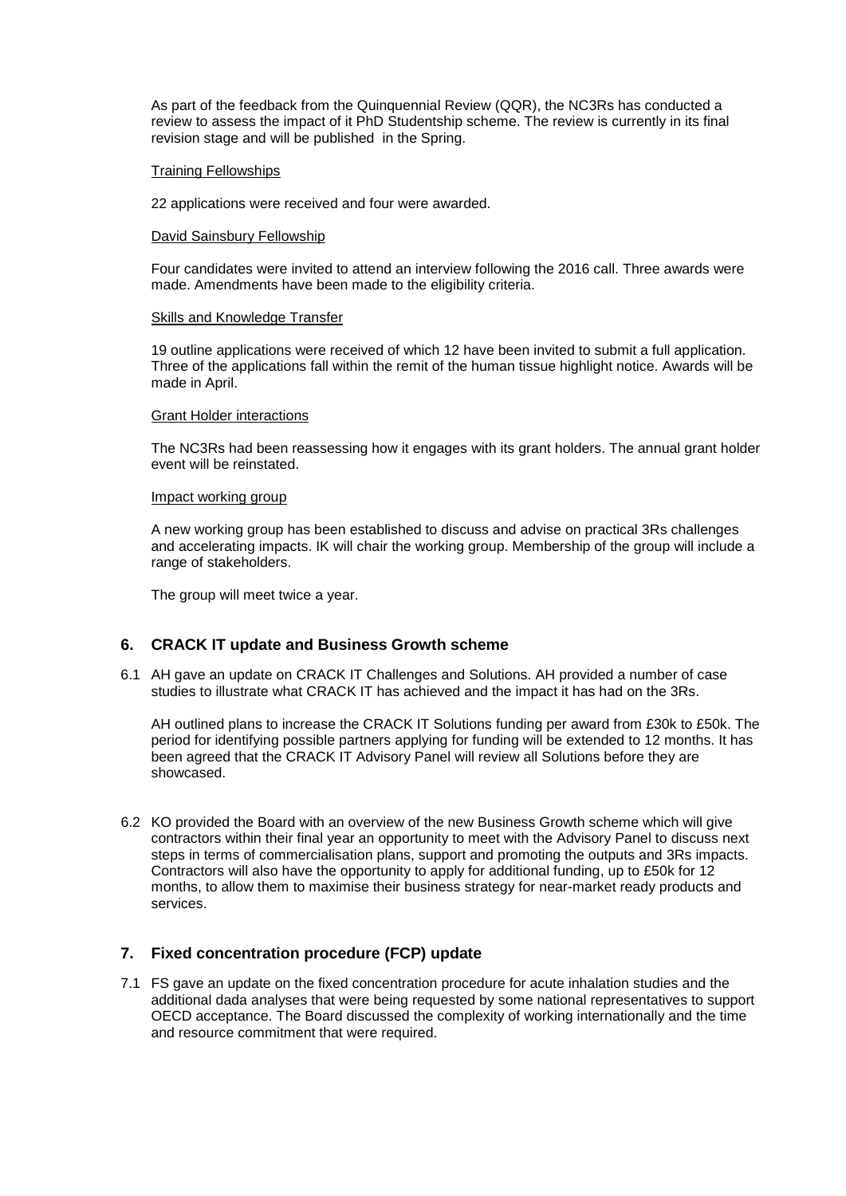As part of the feedback from the Quinquennial Review (QQR), the NC3Rs has conducted a review to assess the impact of it PhD Studentship scheme. The review is currently in its final revision stage and will be published in the Spring.

Training Fellowships

22 applications were received and four were awarded.

David Sainsbury Fellowship

Four candidates were invited to attend an interview following the 2016 call. Three awards were made. Amendments have been made to the eligibility criteria.

Skills and Knowledge Transfer

19 outline applications were received of which 12 have been invited to submit a full application. Three of the applications fall within the remit of the human tissue highlight notice. Awards will be made in April.

Grant Holder interactions

The NC3Rs had been reassessing how it engages with its grant holders. The annual grant holder event will be reinstated.

Impact working group

A new working group has been established to discuss and advise on practical 3Rs challenges and accelerating impacts. IK will chair the working group. Membership of the group will include a range of stakeholders.

The group will meet twice a year.

## 6. CRACK IT update and Business Growth scheme

6.1 AH gave an update on CRACK IT Challenges and Solutions. AH provided a number of case studies to illustrate what CRACK IT has achieved and the impact it has had on the 3Rs.

AH outlined plans to increase the CRACK IT Solutions funding per award from £30k to £50k. The period for identifying possible partners applying for funding will be extended to 12 months. It has been agreed that the CRACK IT Advisory Panel will review all Solutions before they are showcased.

6.2 KO provided the Board with an overview of the new Business Growth scheme which will give contractors within their final year an opportunity to meet with the Advisory Panel to discuss next steps in terms of commercialisation plans, support and promoting the outputs and 3Rs impacts. Contractors will also have the opportunity to apply for additional funding, up to £50k for 12 months, to allow them to maximise their business strategy for near-market ready products and services.

## 7. Fixed concentration procedure (FCP) update

7.1 FS gave an update on the fixed concentration procedure for acute inhalation studies and the additional dada analyses that were being requested by some national representatives to support OECD acceptance. The Board discussed the complexity of working internationally and the time and resource commitment that were required.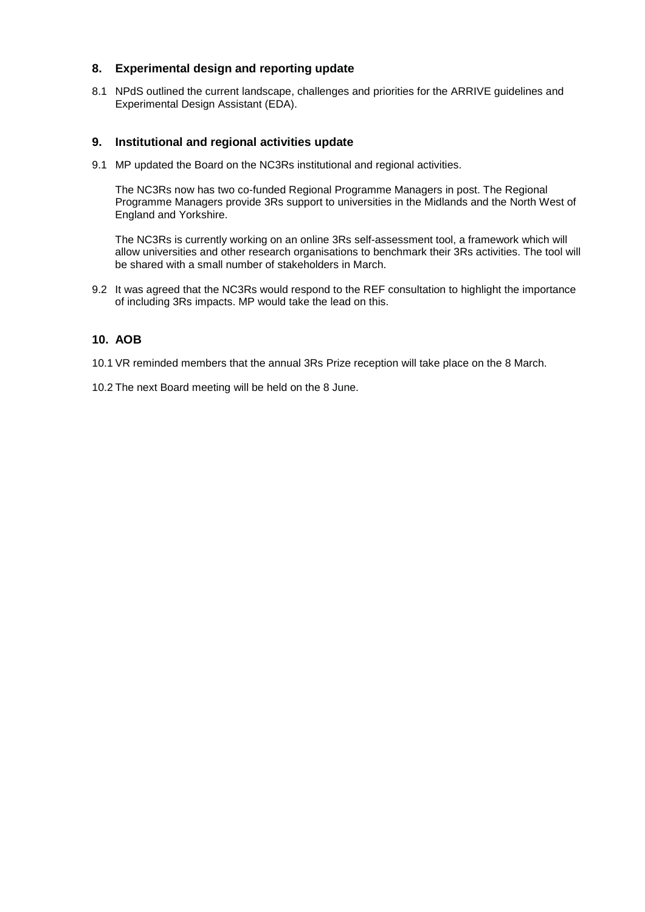## 8. Experimental design and reporting update

8.1 NPdS outlined the current landscape, challenges and priorities for the ARRIVE guidelines and Experimental Design Assistant (EDA).

## 9. Institutional and regional activities update

9.1 MP updated the Board on the NC3Rs institutional and regional activities.

The NC3Rs now has two co-funded Regional Programme Managers in post. The Regional Programme Managers provide 3Rs support to universities in the Midlands and the North West of England and Yorkshire.

The NC3Rs is currently working on an online 3Rs self-assessment tool, a framework which will allow universities and other research organisations to benchmark their 3Rs activities. The tool will be shared with a small number of stakeholders in March.

9.2 It was agreed that the NC3Rs would respond to the REF consultation to highlight the importance of including 3Rs impacts. MP would take the lead on this.

## 10. AOB

10.1 VR reminded members that the annual 3Rs Prize reception will take place on the 8 March.

10.2 The next Board meeting will be held on the 8 June.